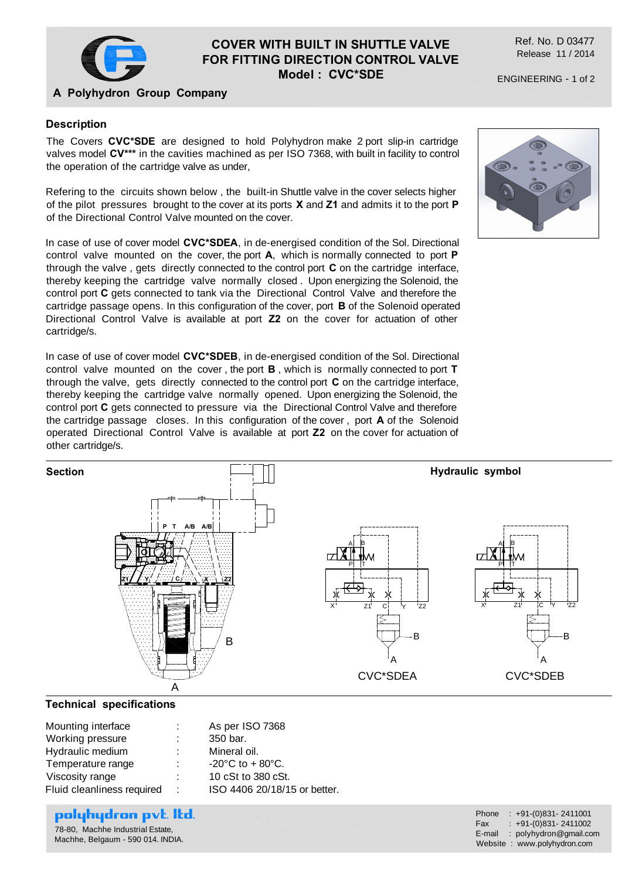# COVER WITH BUILT IN SHUTTLE VALVE FOR FITTING DIRECTION CONTROL VALVE
## Model : CVC*SDE

A Polyhydron Group Company

Ref. No. D 03477
Release 11 / 2014

ENGINEERING - 1 of 2

### Description

The Covers **CVC*SDE** are designed to hold Polyhydron make 2 port slip-in cartridge valves model **CV*** ** in the cavities machined as per ISO 7368, with built in facility to control the operation of the cartridge valve as under,

Refering to the circuits shown below , the built-in Shuttle valve in the cover selects higher of the pilot pressures brought to the cover at its ports **X** and **Z1** and admits it to the port **P** of the Directional Control Valve mounted on the cover.

In case of use of cover model **CVC*SDEA**, in de-energised condition of the Sol. Directional control valve mounted on the cover, the port **A**, which is normally connected to port **P** through the valve , gets directly connected to the control port **C** on the cartridge interface, thereby keeping the cartridge valve normally closed . Upon energizing the Solenoid, the control port **C** gets connected to tank via the Directional Control Valve and therefore the cartridge passage opens. In this configuration of the cover, port **B** of the Solenoid operated Directional Control Valve is available at port **Z2** on the cover for actuation of other cartridge/s.

In case of use of cover model **CVC*SDEB**, in de-energised condition of the Sol. Directional control valve mounted on the cover , the port **B** , which is normally connected to port **T** through the valve, gets directly connected to the control port **C** on the cartridge interface, thereby keeping the cartridge valve normally opened. Upon energizing the Solenoid, the control port **C** gets connected to pressure via the Directional Control Valve and therefore the cartridge passage closes. In this configuration of the cover , port **A** of the Solenoid operated Directional Control Valve is available at port **Z2** on the cover for actuation of other cartridge/s.

### Section

### Hydraulic symbol

CVC*SDEA

CVC*SDEB

### Technical specifications

| | | |
|---|---|---|
| Mounting interface | : | As per ISO 7368 |
| Working pressure | : | 350 bar. |
| Hydraulic medium | : | Mineral oil. |
| Temperature range | : | -20°C to + 80°C. |
| Viscosity range | : | 10 cSt to 380 cSt. |
| Fluid cleanliness required | : | ISO 4406 20/18/15 or better. |

**polyhydron pvt. ltd.**
78-80, Machhe Industrial Estate,
Machhe, Belgaum - 590 014. INDIA.

Phone : +91-(0)831- 2411001
Fax : +91-(0)831- 2411002
E-mail : polyhydron@gmail.com
Website : www.polyhydron.com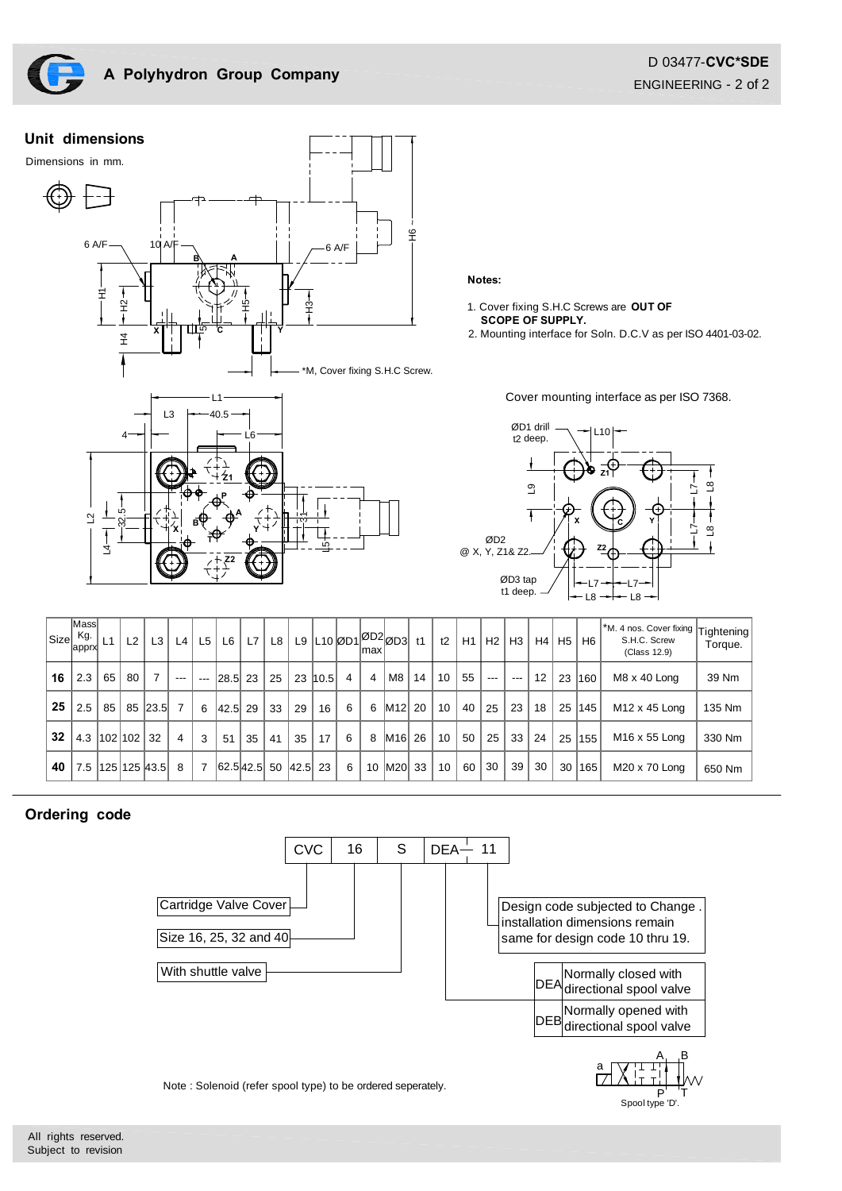## Unit dimensions

Dimensions in mm.

6 A/F
10 A/F
6 A/F
*M, Cover fixing S.H.C Screw.

**Notes:**

1. Cover fixing S.H.C Screws are **OUT OF SCOPE OF SUPPLY.**
2. Mounting interface for Soln. D.C.V as per ISO 4401-03-02.

Cover mounting interface as per ISO 7368.

ØD1 drill t2 deep.
ØD2 @ X, Y, Z1& Z2.
ØD3 tap t1 deep.

| Size | Mass Kg. apprx | L1 | L2 | L3 | L4 | L5 | L6 | L7 | L8 | L9 | L10 | ØD1 | ØD2 max | ØD3 | t1 | t2 | H1 | H2 | H3 | H4 | H5 | H6 | *M. 4 nos. Cover fixing S.H.C. Screw (Class 12.9) | Tightening Torque. |
|---|---|---|---|---|---|---|---|---|---|---|---|---|---|---|---|---|---|---|---|---|---|---|---|---|
| **16** | 2.3 | 65 | 80 | 7 | --- | --- | 28.5 | 23 | 25 | 23 | 10.5 | 4 | 4 | M8 | 14 | 10 | 55 | --- | --- | 12 | 23 | 160 | M8 x 40 Long | 39 Nm |
| **25** | 2.5 | 85 | 85 | 23.5 | 7 | 6 | 42.5 | 29 | 33 | 29 | 16 | 6 | 6 | M12 | 20 | 10 | 40 | 25 | 23 | 18 | 25 | 145 | M12 x 45 Long | 135 Nm |
| **32** | 4.3 | 102 | 102 | 32 | 4 | 3 | 51 | 35 | 41 | 35 | 17 | 6 | 8 | M16 | 26 | 10 | 50 | 25 | 33 | 24 | 25 | 155 | M16 x 55 Long | 330 Nm |
| **40** | 7.5 | 125 | 125 | 43.5 | 8 | 7 | 62.5 | 42.5 | 50 | 42.5 | 23 | 6 | 10 | M20 | 33 | 10 | 60 | 30 | 39 | 30 | 30 | 165 | M20 x 70 Long | 650 Nm |

## Ordering code

CVC — 16 — S — DEA — 11

- CVC: Cartridge Valve Cover
- 16: Size 16, 25, 32 and 40
- S: With shuttle valve
- DEA: Normally closed with directional spool valve
- DEB: Normally opened with directional spool valve
- 11: Design code subjected to Change . installation dimensions remain same for design code 10 thru 19.

Spool type 'D'.

Note : Solenoid (refer spool type) to be ordered seperately.

All rights reserved.
Subject to revision